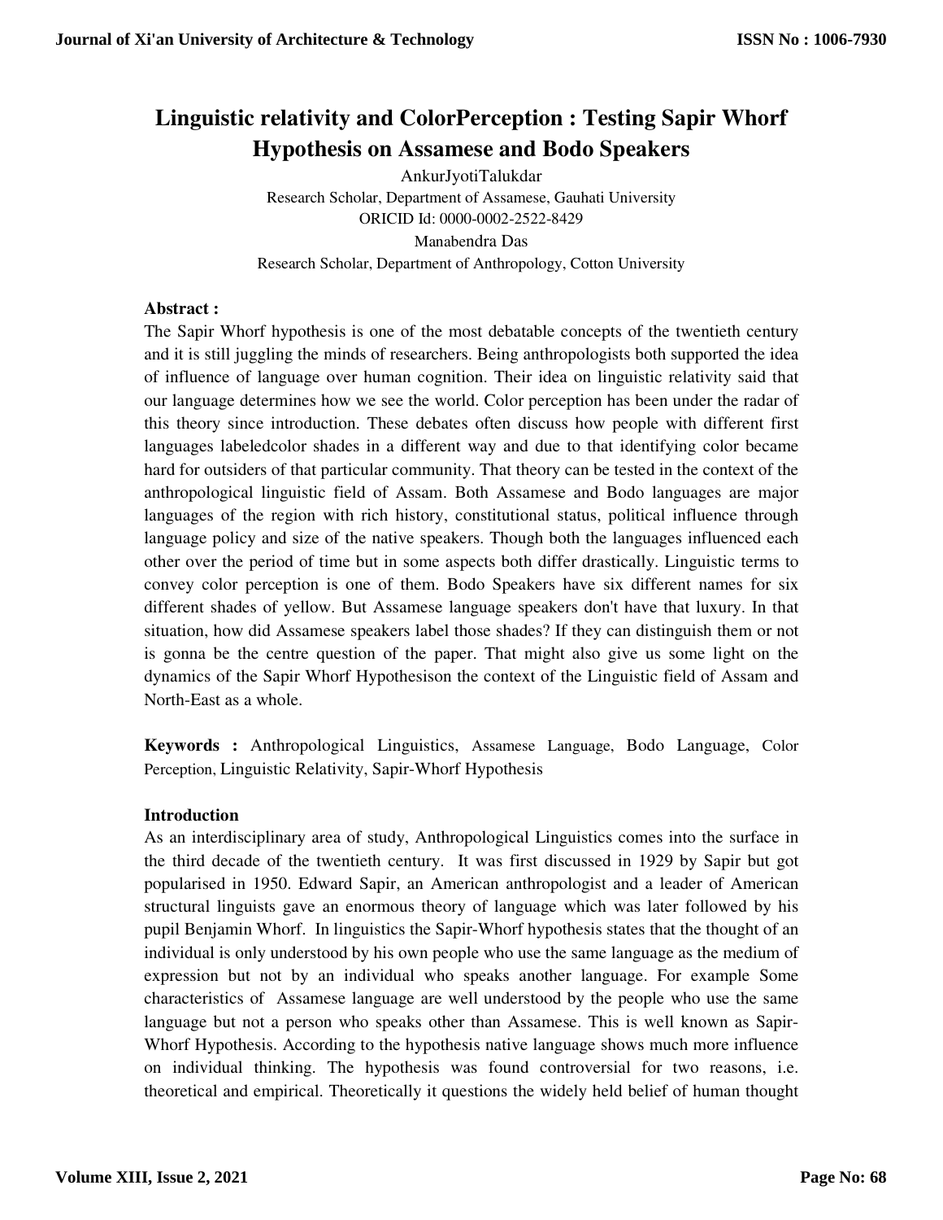# Linguistic relativity and ColorPerception : Testing Sapir Whorf Hypothesis on Assamese and Bodo Speakers

AnkurJyotiTalukdar

Research Scholar, Department of Assamese, Gauhati University

ORICID Id: 0000-0002-2522-8429

Manabendra Das

Research Scholar, Department of Anthropology, Cotton University

**Abstract :**

The Sapir Whorf hypothesis is one of the most debatable concepts of the twentieth century and it is still juggling the minds of researchers. Being anthropologists both supported the idea of influence of language over human cognition. Their idea on linguistic relativity said that our language determines how we see the world. Color perception has been under the radar of this theory since introduction. These debates often discuss how people with different first languages labeledcolor shades in a different way and due to that identifying color became hard for outsiders of that particular community. That theory can be tested in the context of the anthropological linguistic field of Assam. Both Assamese and Bodo languages are major languages of the region with rich history, constitutional status, political influence through language policy and size of the native speakers. Though both the languages influenced each other over the period of time but in some aspects both differ drastically. Linguistic terms to convey color perception is one of them. Bodo Speakers have six different names for six different shades of yellow. But Assamese language speakers don't have that luxury. In that situation, how did Assamese speakers label those shades? If they can distinguish them or not is gonna be the centre question of the paper. That might also give us some light on the dynamics of the Sapir Whorf Hypothesison the context of the Linguistic field of Assam and North-East as a whole.

**Keywords :** Anthropological Linguistics, Assamese Language, Bodo Language, Color Perception, Linguistic Relativity, Sapir-Whorf Hypothesis

## Introduction

As an interdisciplinary area of study, Anthropological Linguistics comes into the surface in the third decade of the twentieth century. It was first discussed in 1929 by Sapir but got popularised in 1950. Edward Sapir, an American anthropologist and a leader of American structural linguists gave an enormous theory of language which was later followed by his pupil Benjamin Whorf. In linguistics the Sapir-Whorf hypothesis states that the thought of an individual is only understood by his own people who use the same language as the medium of expression but not by an individual who speaks another language. For example Some characteristics of Assamese language are well understood by the people who use the same language but not a person who speaks other than Assamese. This is well known as Sapir-Whorf Hypothesis. According to the hypothesis native language shows much more influence on individual thinking. The hypothesis was found controversial for two reasons, i.e. theoretical and empirical. Theoretically it questions the widely held belief of human thought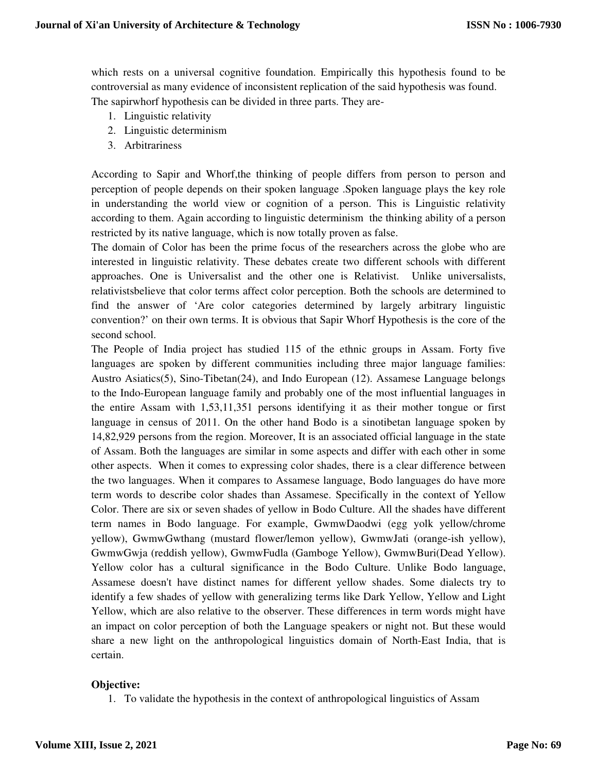which rests on a universal cognitive foundation. Empirically this hypothesis found to be controversial as many evidence of inconsistent replication of the said hypothesis was found. The sapirwhorf hypothesis can be divided in three parts. They are-

1. Linguistic relativity
2. Linguistic determinism
3. Arbitrariness

According to Sapir and Whorf,the thinking of people differs from person to person and perception of people depends on their spoken language .Spoken language plays the key role in understanding the world view or cognition of a person. This is Linguistic relativity according to them. Again according to linguistic determinism the thinking ability of a person restricted by its native language, which is now totally proven as false.

The domain of Color has been the prime focus of the researchers across the globe who are interested in linguistic relativity. These debates create two different schools with different approaches. One is Universalist and the other one is Relativist. Unlike universalists, relativistsbelieve that color terms affect color perception. Both the schools are determined to find the answer of 'Are color categories determined by largely arbitrary linguistic convention?' on their own terms. It is obvious that Sapir Whorf Hypothesis is the core of the second school.

The People of India project has studied 115 of the ethnic groups in Assam. Forty five languages are spoken by different communities including three major language families: Austro Asiatics(5), Sino-Tibetan(24), and Indo European (12). Assamese Language belongs to the Indo-European language family and probably one of the most influential languages in the entire Assam with 1,53,11,351 persons identifying it as their mother tongue or first language in census of 2011. On the other hand Bodo is a sinotibetan language spoken by 14,82,929 persons from the region. Moreover, It is an associated official language in the state of Assam. Both the languages are similar in some aspects and differ with each other in some other aspects. When it comes to expressing color shades, there is a clear difference between the two languages. When it compares to Assamese language, Bodo languages do have more term words to describe color shades than Assamese. Specifically in the context of Yellow Color. There are six or seven shades of yellow in Bodo Culture. All the shades have different term names in Bodo language. For example, GwmwDaodwi (egg yolk yellow/chrome yellow), GwmwGwthang (mustard flower/lemon yellow), GwmwJati (orange-ish yellow), GwmwGwja (reddish yellow), GwmwFudla (Gamboge Yellow), GwmwBuri(Dead Yellow). Yellow color has a cultural significance in the Bodo Culture. Unlike Bodo language, Assamese doesn't have distinct names for different yellow shades. Some dialects try to identify a few shades of yellow with generalizing terms like Dark Yellow, Yellow and Light Yellow, which are also relative to the observer. These differences in term words might have an impact on color perception of both the Language speakers or night not. But these would share a new light on the anthropological linguistics domain of North-East India, that is certain.

**Objective:**

1. To validate the hypothesis in the context of anthropological linguistics of Assam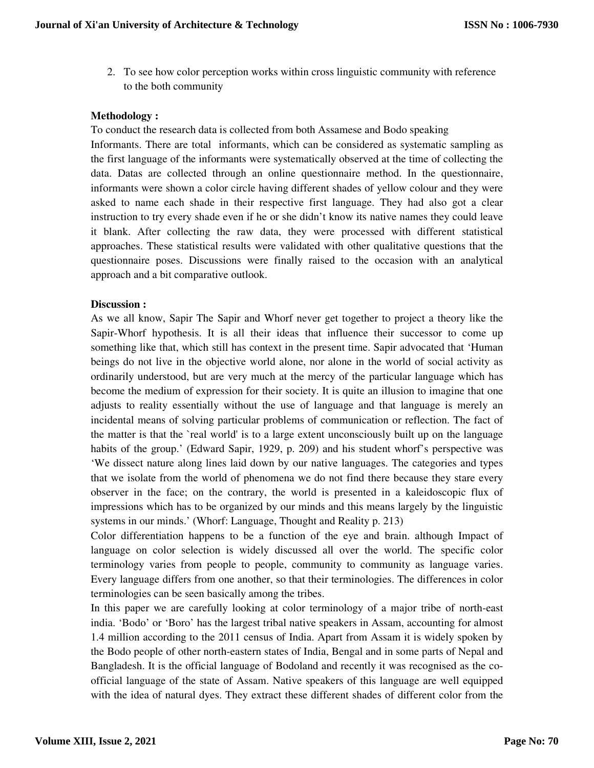2. To see how color perception works within cross linguistic community with reference to the both community

**Methodology :**

To conduct the research data is collected from both Assamese and Bodo speaking Informants. There are total  informants, which can be considered as systematic sampling as the first language of the informants were systematically observed at the time of collecting the data. Datas are collected through an online questionnaire method. In the questionnaire, informants were shown a color circle having different shades of yellow colour and they were asked to name each shade in their respective first language. They had also got a clear instruction to try every shade even if he or she didn't know its native names they could leave it blank. After collecting the raw data, they were processed with different statistical approaches. These statistical results were validated with other qualitative questions that the questionnaire poses. Discussions were finally raised to the occasion with an analytical approach and a bit comparative outlook.

**Discussion :**

As we all know, Sapir The Sapir and Whorf never get together to project a theory like the Sapir-Whorf hypothesis. It is all their ideas that influence their successor to come up something like that, which still has context in the present time. Sapir advocated that 'Human beings do not live in the objective world alone, nor alone in the world of social activity as ordinarily understood, but are very much at the mercy of the particular language which has become the medium of expression for their society. It is quite an illusion to imagine that one adjusts to reality essentially without the use of language and that language is merely an incidental means of solving particular problems of communication or reflection. The fact of the matter is that the `real world' is to a large extent unconsciously built up on the language habits of the group.' (Edward Sapir, 1929, p. 209) and his student whorf's perspective was 'We dissect nature along lines laid down by our native languages. The categories and types that we isolate from the world of phenomena we do not find there because they stare every observer in the face; on the contrary, the world is presented in a kaleidoscopic flux of impressions which has to be organized by our minds and this means largely by the linguistic systems in our minds.' (Whorf: Language, Thought and Reality p. 213)

Color differentiation happens to be a function of the eye and brain. although Impact of language on color selection is widely discussed all over the world. The specific color terminology varies from people to people, community to community as language varies. Every language differs from one another, so that their terminologies. The differences in color terminologies can be seen basically among the tribes.

In this paper we are carefully looking at color terminology of a major tribe of north-east india. 'Bodo' or 'Boro' has the largest tribal native speakers in Assam, accounting for almost 1.4 million according to the 2011 census of India. Apart from Assam it is widely spoken by the Bodo people of other north-eastern states of India, Bengal and in some parts of Nepal and Bangladesh. It is the official language of Bodoland and recently it was recognised as the co-official language of the state of Assam. Native speakers of this language are well equipped with the idea of natural dyes. They extract these different shades of different color from the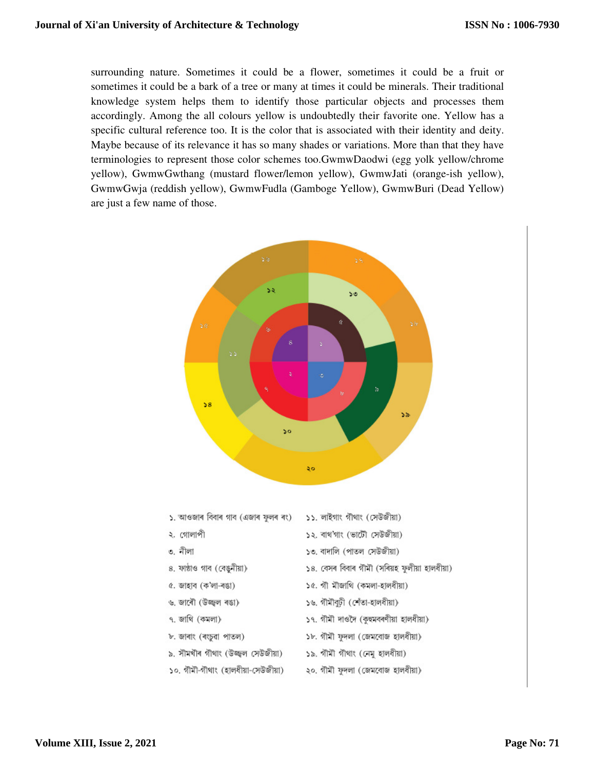surrounding nature. Sometimes it could be a flower, sometimes it could be a fruit or sometimes it could be a bark of a tree or many at times it could be minerals. Their traditional knowledge system helps them to identify those particular objects and processes them accordingly. Among the all colours yellow is undoubtedly their favorite one. Yellow has a specific cultural reference too. It is the color that is associated with their identity and deity. Maybe because of its relevance it has so many shades or variations. More than that they have terminologies to represent those color schemes too.GwmwDaodwi (egg yolk yellow/chrome yellow), GwmwGwthang (mustard flower/lemon yellow), GwmwJati (orange-ish yellow), GwmwGwja (reddish yellow), GwmwFudla (Gamboge Yellow), GwmwBuri (Dead Yellow) are just a few name of those.

১. আওজাৰ বিবাৰ গাব (এজাৰ ফুলৰ ৰং)
২. গোলাপী
৩. নীলা
৪. ফাণ্ঠাও গাব (বেঙুনীয়া)
৫. জাহাব (ক'লা-ৰঙা)
৬. জাবৌ (উজ্জ্বল ৰঙা)
৭. জাথি (কমলা)
৮. জাবাং (ৰংচুৱা পাতল)
৯. সৌমখীৰ গৌথাং (উজ্জ্বল সেউজীয়া)
১০. গৌমৌ-গৌথাং (হালধীয়া-সেউজীয়া)
১১. লাইগাং গৌথাং (সেউজীয়া)
১২. বাথ'গাং (ভাটৌ সেউজীয়া)
১৩. বাদালি (পাতল সেউজীয়া)
১৪. বেসৰ বিবাৰ গৌমৌ (সৰিয়হ ফুলীয়া হালধীয়া)
১৫. গৌ মৌজাথি (কমলা-হালধীয়া)
১৬. গৌমৌবুঢ়ী (শেঁতা-হালধীয়া)
১৭. গৌমৌ দাওদৈ (কুসুমবৰণীয়া হালধীয়া)
১৮. গৌমৌ ফুদলা (জেমবোজ হালধীয়া)
১৯. গৌমৌ গৌথাং (নেমু হালধীয়া)
২০. গৌমৌ ফুদলা (জেমবোজ হালধীয়া)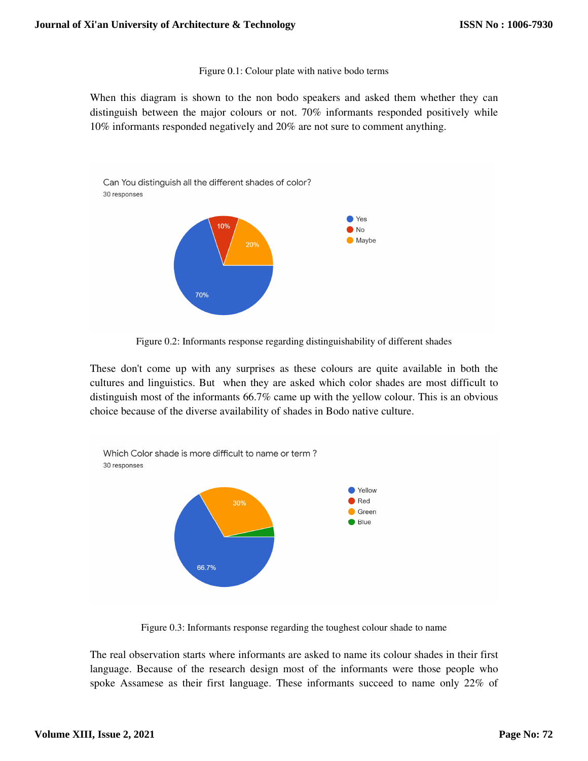Figure 0.1: Colour plate with native bodo terms

When this diagram is shown to the non bodo speakers and asked them whether they can distinguish between the major colours or not. 70% informants responded positively while 10% informants responded negatively and 20% are not sure to comment anything.

Figure 0.2: Informants response regarding distinguishability of different shades

These don't come up with any surprises as these colours are quite available in both the cultures and linguistics. But when they are asked which color shades are most difficult to distinguish most of the informants 66.7% came up with the yellow colour. This is an obvious choice because of the diverse availability of shades in Bodo native culture.

Figure 0.3: Informants response regarding the toughest colour shade to name

The real observation starts where informants are asked to name its colour shades in their first language. Because of the research design most of the informants were those people who spoke Assamese as their first language. These informants succeed to name only 22% of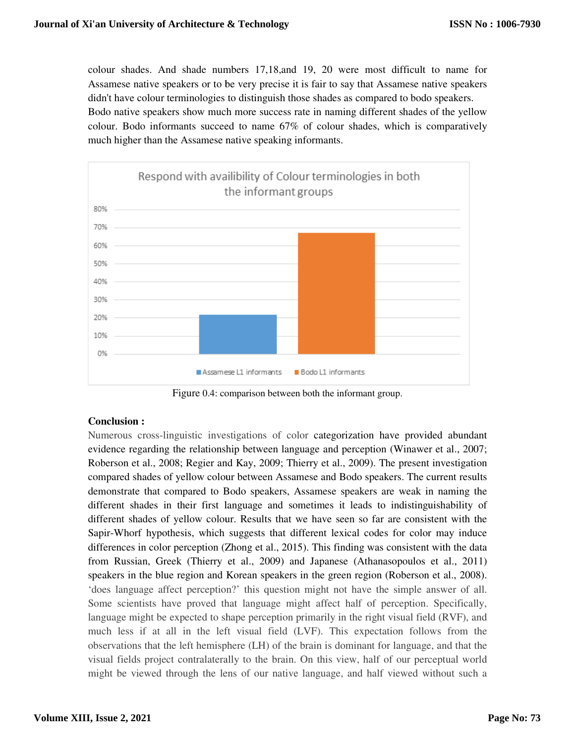colour shades. And shade numbers 17,18,and 19, 20 were most difficult to name for Assamese native speakers or to be very precise it is fair to say that Assamese native speakers didn't have colour terminologies to distinguish those shades as compared to bodo speakers. Bodo native speakers show much more success rate in naming different shades of the yellow colour. Bodo informants succeed to name 67% of colour shades, which is comparatively much higher than the Assamese native speaking informants.

Figure 0.4: comparison between both the informant group.

**Conclusion :**

Numerous cross-linguistic investigations of color categorization have provided abundant evidence regarding the relationship between language and perception (Winawer et al., 2007; Roberson et al., 2008; Regier and Kay, 2009; Thierry et al., 2009). The present investigation compared shades of yellow colour between Assamese and Bodo speakers. The current results demonstrate that compared to Bodo speakers, Assamese speakers are weak in naming the different shades in their first language and sometimes it leads to indistinguishability of different shades of yellow colour. Results that we have seen so far are consistent with the Sapir-Whorf hypothesis, which suggests that different lexical codes for color may induce differences in color perception (Zhong et al., 2015). This finding was consistent with the data from Russian, Greek (Thierry et al., 2009) and Japanese (Athanasopoulos et al., 2011) speakers in the blue region and Korean speakers in the green region (Roberson et al., 2008). 'does language affect perception?' this question might not have the simple answer of all. Some scientists have proved that language might affect half of perception. Specifically, language might be expected to shape perception primarily in the right visual field (RVF), and much less if at all in the left visual field (LVF). This expectation follows from the observations that the left hemisphere (LH) of the brain is dominant for language, and that the visual fields project contralaterally to the brain. On this view, half of our perceptual world might be viewed through the lens of our native language, and half viewed without such a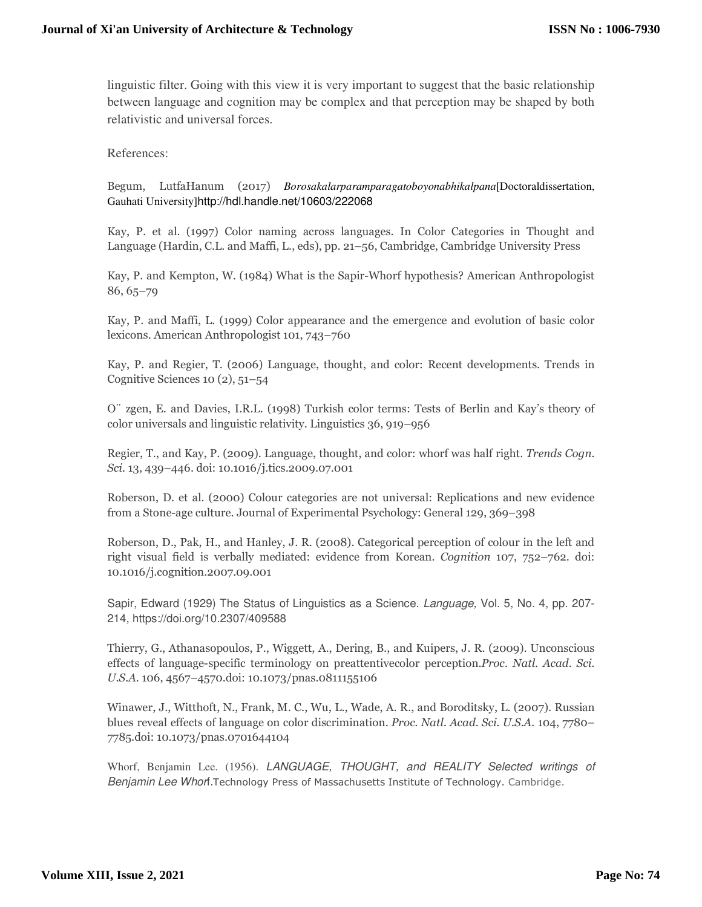linguistic filter. Going with this view it is very important to suggest that the basic relationship between language and cognition may be complex and that perception may be shaped by both relativistic and universal forces.

References:

Begum, LutfaHanum (2017) *Borosakalarparamparagatoboyonabhikalpana*[Doctoraldissertation, Gauhati University]http://hdl.handle.net/10603/222068

Kay, P. et al. (1997) Color naming across languages. In Color Categories in Thought and Language (Hardin, C.L. and Maffi, L., eds), pp. 21–56, Cambridge, Cambridge University Press

Kay, P. and Kempton, W. (1984) What is the Sapir-Whorf hypothesis? American Anthropologist 86, 65–79

Kay, P. and Maffi, L. (1999) Color appearance and the emergence and evolution of basic color lexicons. American Anthropologist 101, 743–760

Kay, P. and Regier, T. (2006) Language, thought, and color: Recent developments. Trends in Cognitive Sciences 10 (2), 51–54

O¨ zgen, E. and Davies, I.R.L. (1998) Turkish color terms: Tests of Berlin and Kay's theory of color universals and linguistic relativity. Linguistics 36, 919–956

Regier, T., and Kay, P. (2009). Language, thought, and color: whorf was half right. *Trends Cogn. Sci.* 13, 439–446. doi: 10.1016/j.tics.2009.07.001

Roberson, D. et al. (2000) Colour categories are not universal: Replications and new evidence from a Stone-age culture. Journal of Experimental Psychology: General 129, 369–398

Roberson, D., Pak, H., and Hanley, J. R. (2008). Categorical perception of colour in the left and right visual field is verbally mediated: evidence from Korean. *Cognition* 107, 752–762. doi: 10.1016/j.cognition.2007.09.001

Sapir, Edward (1929) The Status of Linguistics as a Science. *Language,* Vol. 5, No. 4, pp. 207-214, https://doi.org/10.2307/409588

Thierry, G., Athanasopoulos, P., Wiggett, A., Dering, B., and Kuipers, J. R. (2009). Unconscious effects of language-specific terminology on preattentivecolor perception.*Proc. Natl. Acad. Sci. U.S.A.* 106, 4567–4570.doi: 10.1073/pnas.0811155106

Winawer, J., Witthoft, N., Frank, M. C., Wu, L., Wade, A. R., and Boroditsky, L. (2007). Russian blues reveal effects of language on color discrimination. *Proc. Natl. Acad. Sci. U.S.A.* 104, 7780–7785.doi: 10.1073/pnas.0701644104

Whorf, Benjamin Lee. (1956). *LANGUAGE, THOUGHT, and REALITY Selected writings of Benjamin Lee Whorf*.Technology Press of Massachusetts Institute of Technology. Cambridge.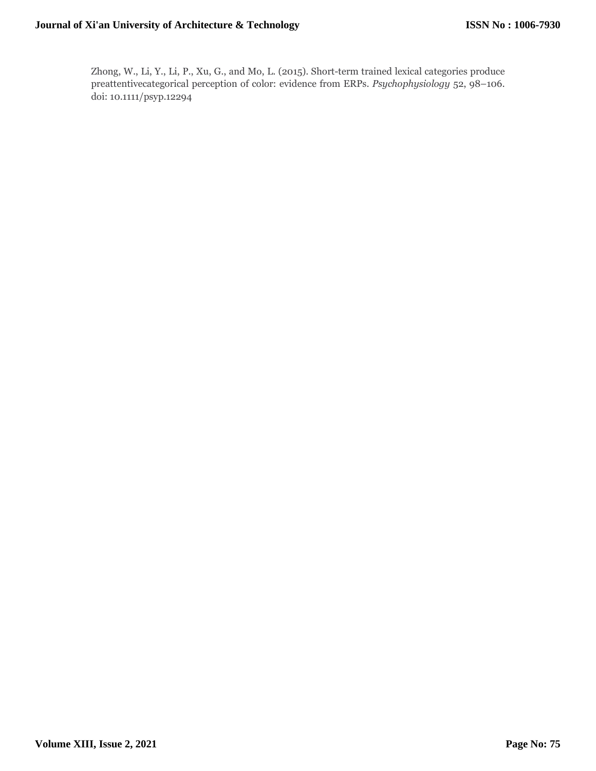Zhong, W., Li, Y., Li, P., Xu, G., and Mo, L. (2015). Short-term trained lexical categories produce preattentivecategorical perception of color: evidence from ERPs. *Psychophysiology* 52, 98–106. doi: 10.1111/psyp.12294